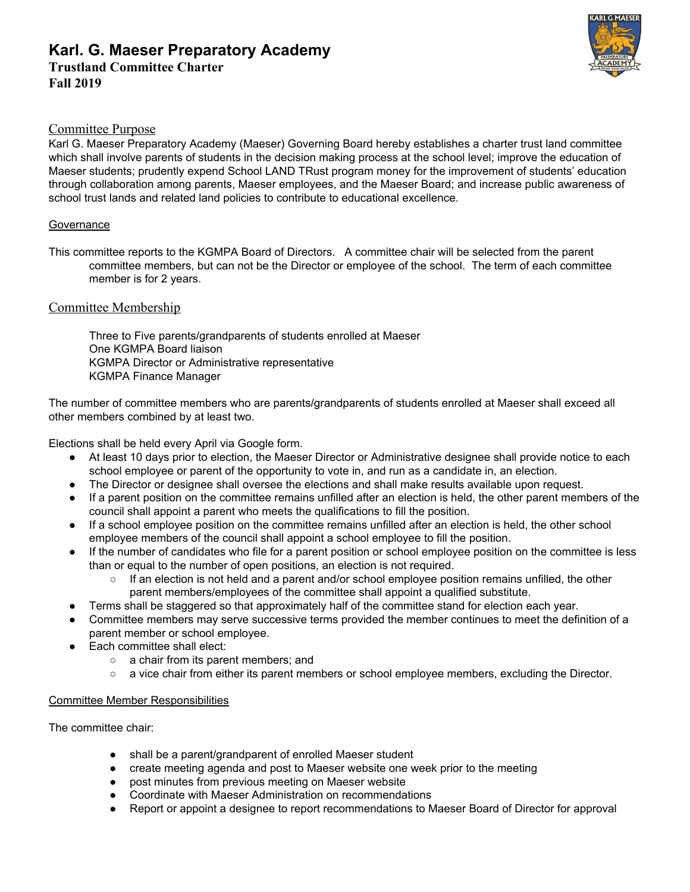# Karl. G. Maeser Preparatory Academy

**Trustland Committee Charter**
**Fall 2019**

## Committee Purpose

Karl G. Maeser Preparatory Academy (Maeser) Governing Board hereby establishes a charter trust land committee which shall involve parents of students in the decision making process at the school level; improve the education of Maeser students; prudently expend School LAND TRust program money for the improvement of students' education through collaboration among parents, Maeser employees, and the Maeser Board; and increase public awareness of school trust lands and related land policies to contribute to educational excellence.

## Governance

This committee reports to the KGMPA Board of Directors. A committee chair will be selected from the parent committee members, but can not be the Director or employee of the school. The term of each committee member is for 2 years.

## Committee Membership

Three to Five parents/grandparents of students enrolled at Maeser
One KGMPA Board liaison
KGMPA Director or Administrative representative
KGMPA Finance Manager

The number of committee members who are parents/grandparents of students enrolled at Maeser shall exceed all other members combined by at least two.

Elections shall be held every April via Google form.

- At least 10 days prior to election, the Maeser Director or Administrative designee shall provide notice to each school employee or parent of the opportunity to vote in, and run as a candidate in, an election.
- The Director or designee shall oversee the elections and shall make results available upon request.
- If a parent position on the committee remains unfilled after an election is held, the other parent members of the council shall appoint a parent who meets the qualifications to fill the position.
- If a school employee position on the committee remains unfilled after an election is held, the other school employee members of the council shall appoint a school employee to fill the position.
- If the number of candidates who file for a parent position or school employee position on the committee is less than or equal to the number of open positions, an election is not required.
  - If an election is not held and a parent and/or school employee position remains unfilled, the other parent members/employees of the committee shall appoint a qualified substitute.
- Terms shall be staggered so that approximately half of the committee stand for election each year.
- Committee members may serve successive terms provided the member continues to meet the definition of a parent member or school employee.
- Each committee shall elect:
  - a chair from its parent members; and
  - a vice chair from either its parent members or school employee members, excluding the Director.

## Committee Member Responsibilities

The committee chair:

- shall be a parent/grandparent of enrolled Maeser student
- create meeting agenda and post to Maeser website one week prior to the meeting
- post minutes from previous meeting on Maeser website
- Coordinate with Maeser Administration on recommendations
- Report or appoint a designee to report recommendations to Maeser Board of Director for approval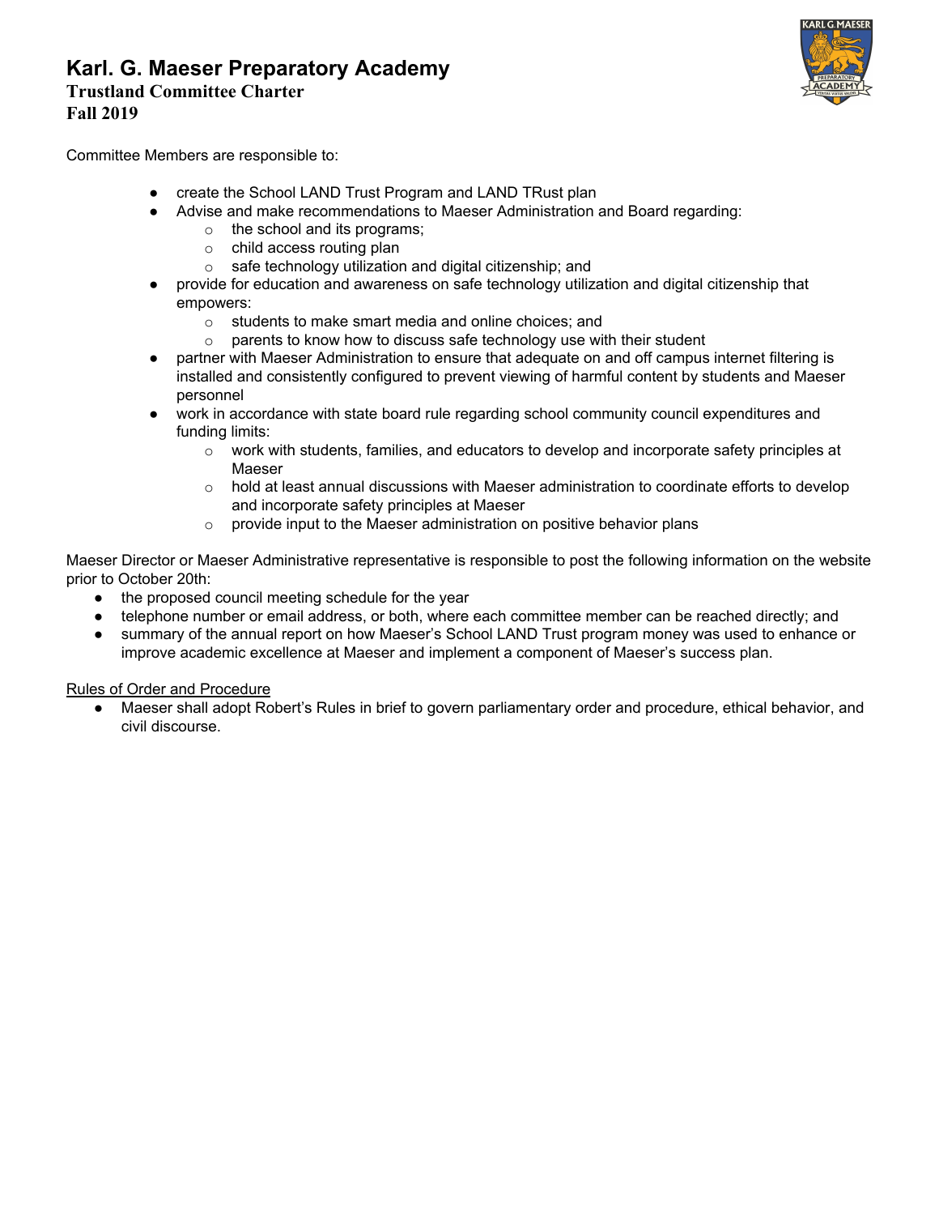# Karl. G. Maeser Preparatory Academy
**Trustland Committee Charter**
**Fall 2019**

Committee Members are responsible to:

- create the School LAND Trust Program and LAND TRust plan
- Advise and make recommendations to Maeser Administration and Board regarding:
  - the school and its programs;
  - child access routing plan
  - safe technology utilization and digital citizenship; and
- provide for education and awareness on safe technology utilization and digital citizenship that empowers:
  - students to make smart media and online choices; and
  - parents to know how to discuss safe technology use with their student
- partner with Maeser Administration to ensure that adequate on and off campus internet filtering is installed and consistently configured to prevent viewing of harmful content by students and Maeser personnel
- work in accordance with state board rule regarding school community council expenditures and funding limits:
  - work with students, families, and educators to develop and incorporate safety principles at Maeser
  - hold at least annual discussions with Maeser administration to coordinate efforts to develop and incorporate safety principles at Maeser
  - provide input to the Maeser administration on positive behavior plans

Maeser Director or Maeser Administrative representative is responsible to post the following information on the website prior to October 20th:

- the proposed council meeting schedule for the year
- telephone number or email address, or both, where each committee member can be reached directly; and
- summary of the annual report on how Maeser's School LAND Trust program money was used to enhance or improve academic excellence at Maeser and implement a component of Maeser's success plan.

<u>Rules of Order and Procedure</u>

- Maeser shall adopt Robert's Rules in brief to govern parliamentary order and procedure, ethical behavior, and civil discourse.